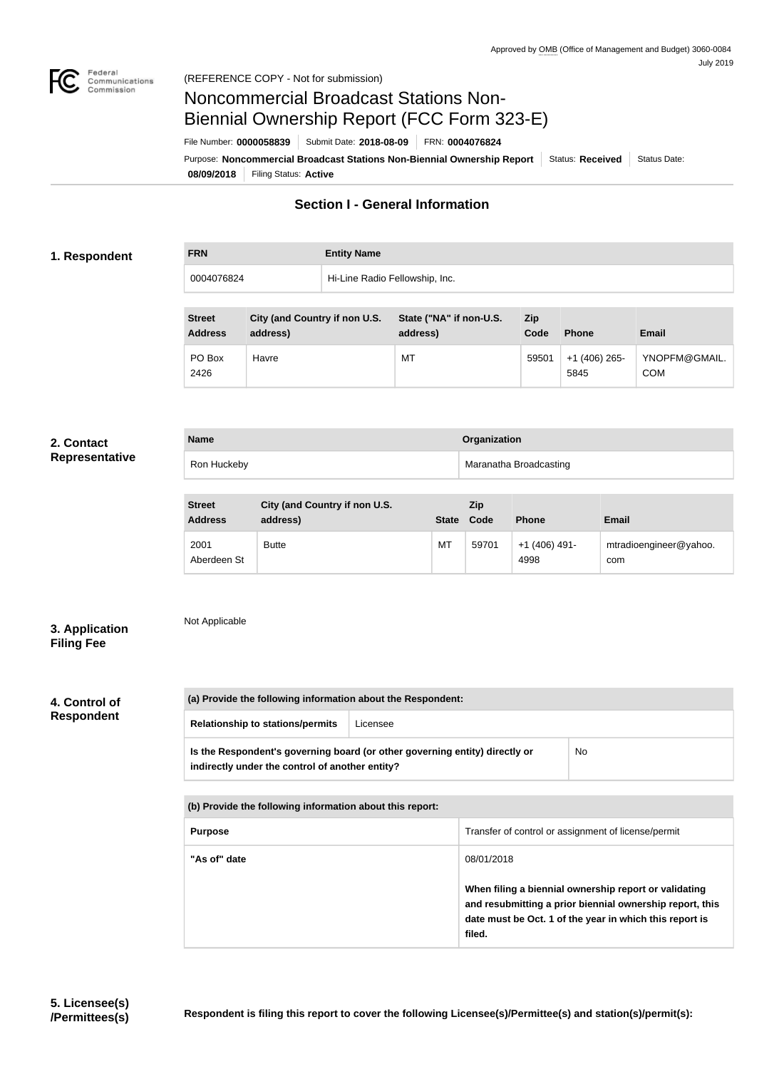Approved by OMB (Office of Management and Budget) 3060-0084
July 2019

(REFERENCE COPY - Not for submission)

# Noncommercial Broadcast Stations Non-Biennial Ownership Report (FCC Form 323-E)

File Number: **0000058839** | Submit Date: **2018-08-09** | FRN: **0004076824**

Purpose: **Noncommercial Broadcast Stations Non-Biennial Ownership Report** | Status: **Received** | Status Date: **08/09/2018** | Filing Status: **Active**

## Section I - General Information

### 1. Respondent

| FRN | Entity Name |
|---|---|
| 0004076824 | Hi-Line Radio Fellowship, Inc. |

| Street Address | City (and Country if non U.S. address) | State ("NA" if non-U.S. address) | Zip Code | Phone | Email |
|---|---|---|---|---|---|
| PO Box 2426 | Havre | MT | 59501 | +1 (406) 265-5845 | YNOPFM@GMAIL.COM |

### 2. Contact Representative

| Name | Organization |
|---|---|
| Ron Huckeby | Maranatha Broadcasting |

| Street Address | City (and Country if non U.S. address) | State | Zip Code | Phone | Email |
|---|---|---|---|---|---|
| 2001 Aberdeen St | Butte | MT | 59701 | +1 (406) 491-4998 | mtradioengineer@yahoo.com |

### 3. Application Filing Fee

Not Applicable

### 4. Control of Respondent

| (a) Provide the following information about the Respondent: | |
|---|---|
| Relationship to stations/permits | Licensee |
| Is the Respondent's governing board (or other governing entity) directly or indirectly under the control of another entity? | No |

| (b) Provide the following information about this report: | |
|---|---|
| Purpose | Transfer of control or assignment of license/permit |
| "As of" date | 08/01/2018<br><br>**When filing a biennial ownership report or validating and resubmitting a prior biennial ownership report, this date must be Oct. 1 of the year in which this report is filed.** |

### 5. Licensee(s) /Permittees(s)

**Respondent is filing this report to cover the following Licensee(s)/Permittee(s) and station(s)/permit(s):**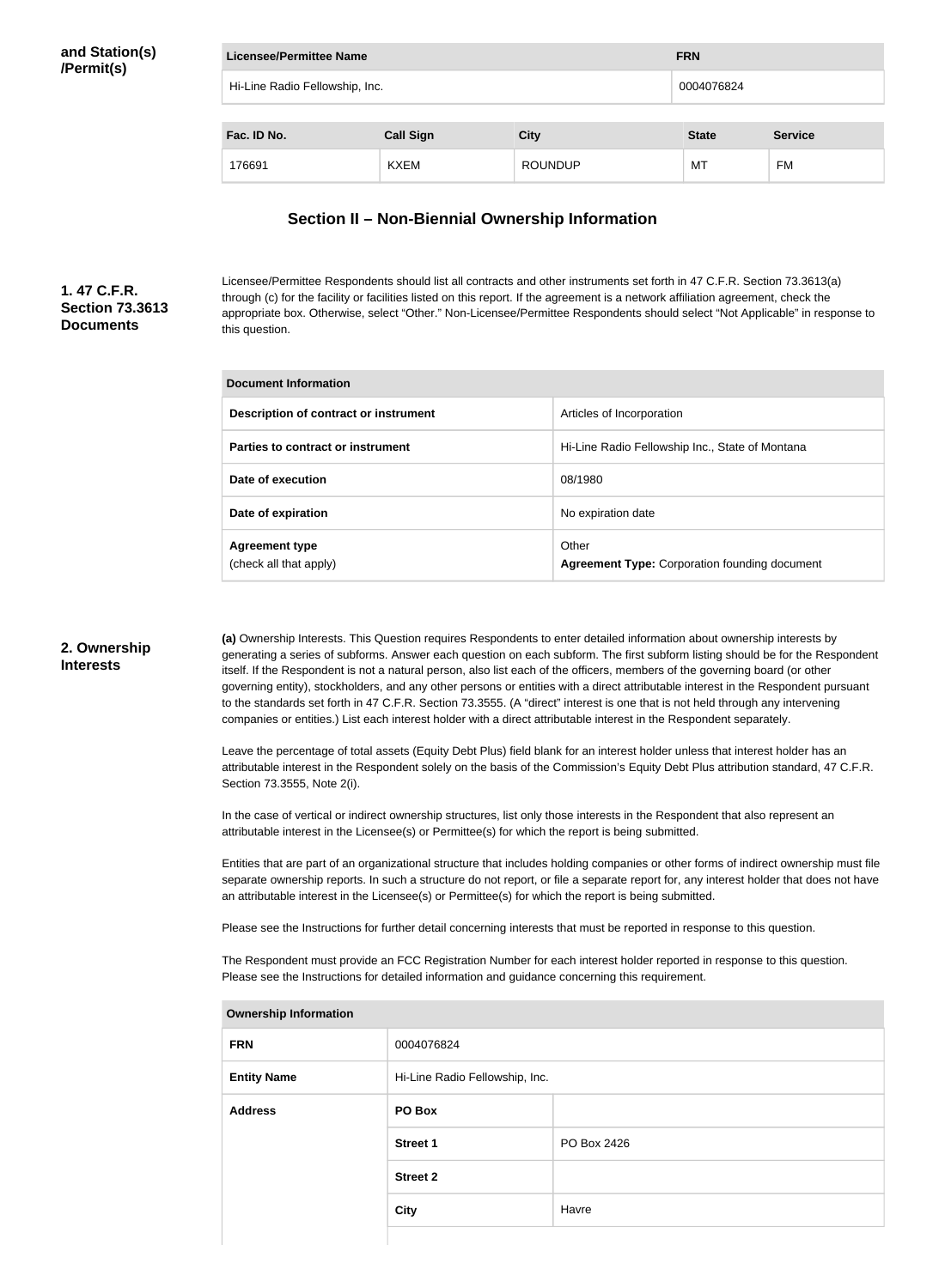**and Station(s) /Permit(s)**

| Licensee/Permittee Name | FRN |
| --- | --- |
| Hi-Line Radio Fellowship, Inc. | 0004076824 |

| Fac. ID No. | Call Sign | City | State | Service |
| --- | --- | --- | --- | --- |
| 176691 | KXEM | ROUNDUP | MT | FM |

## Section II – Non-Biennial Ownership Information

### 1. 47 C.F.R. Section 73.3613 Documents

Licensee/Permittee Respondents should list all contracts and other instruments set forth in 47 C.F.R. Section 73.3613(a) through (c) for the facility or facilities listed on this report. If the agreement is a network affiliation agreement, check the appropriate box. Otherwise, select "Other." Non-Licensee/Permittee Respondents should select "Not Applicable" in response to this question.

| Document Information | |
| --- | --- |
| **Description of contract or instrument** | Articles of Incorporation |
| **Parties to contract or instrument** | Hi-Line Radio Fellowship Inc., State of Montana |
| **Date of execution** | 08/1980 |
| **Date of expiration** | No expiration date |
| **Agreement type** (check all that apply) | Other **Agreement Type:** Corporation founding document |

### 2. Ownership Interests

**(a)** Ownership Interests. This Question requires Respondents to enter detailed information about ownership interests by generating a series of subforms. Answer each question on each subform. The first subform listing should be for the Respondent itself. If the Respondent is not a natural person, also list each of the officers, members of the governing board (or other governing entity), stockholders, and any other persons or entities with a direct attributable interest in the Respondent pursuant to the standards set forth in 47 C.F.R. Section 73.3555. (A "direct" interest is one that is not held through any intervening companies or entities.) List each interest holder with a direct attributable interest in the Respondent separately.

Leave the percentage of total assets (Equity Debt Plus) field blank for an interest holder unless that interest holder has an attributable interest in the Respondent solely on the basis of the Commission's Equity Debt Plus attribution standard, 47 C.F.R. Section 73.3555, Note 2(i).

In the case of vertical or indirect ownership structures, list only those interests in the Respondent that also represent an attributable interest in the Licensee(s) or Permittee(s) for which the report is being submitted.

Entities that are part of an organizational structure that includes holding companies or other forms of indirect ownership must file separate ownership reports. In such a structure do not report, or file a separate report for, any interest holder that does not have an attributable interest in the Licensee(s) or Permittee(s) for which the report is being submitted.

Please see the Instructions for further detail concerning interests that must be reported in response to this question.

The Respondent must provide an FCC Registration Number for each interest holder reported in response to this question. Please see the Instructions for detailed information and guidance concerning this requirement.

| Ownership Information | | |
| --- | --- | --- |
| **FRN** | 0004076824 | |
| **Entity Name** | Hi-Line Radio Fellowship, Inc. | |
| **Address** | **PO Box** | |
| | **Street 1** | PO Box 2426 |
| | **Street 2** | |
| | **City** | Havre |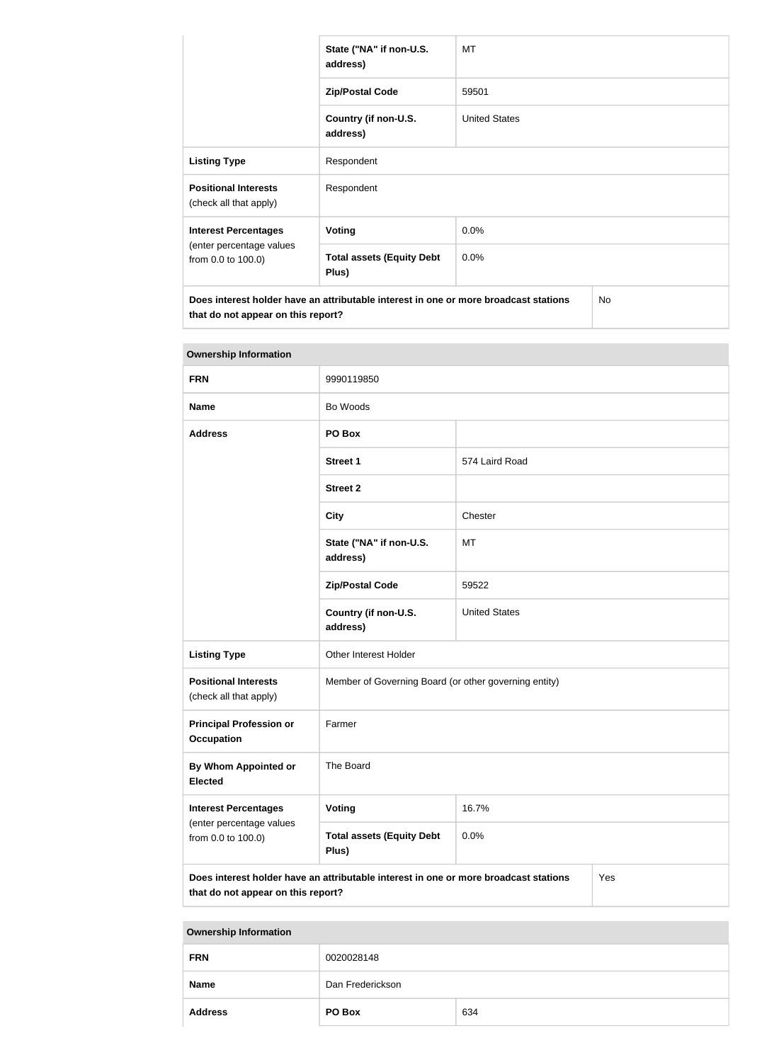| | State ("NA" if non-U.S. address) | MT |
|---|---|---|
| | Zip/Postal Code | 59501 |
| | Country (if non-U.S. address) | United States |
| **Listing Type** | Respondent | |
| **Positional Interests** (check all that apply) | Respondent | |
| **Interest Percentages** (enter percentage values from 0.0 to 100.0) | **Voting** | 0.0% |
| | **Total assets (Equity Debt Plus)** | 0.0% |
| **Does interest holder have an attributable interest in one or more broadcast stations that do not appear on this report?** | | No |

| **Ownership Information** | | |
|---|---|---|
| **FRN** | 9990119850 | |
| **Name** | Bo Woods | |
| **Address** | **PO Box** | |
| | **Street 1** | 574 Laird Road |
| | **Street 2** | |
| | **City** | Chester |
| | **State ("NA" if non-U.S. address)** | MT |
| | **Zip/Postal Code** | 59522 |
| | **Country (if non-U.S. address)** | United States |
| **Listing Type** | Other Interest Holder | |
| **Positional Interests** (check all that apply) | Member of Governing Board (or other governing entity) | |
| **Principal Profession or Occupation** | Farmer | |
| **By Whom Appointed or Elected** | The Board | |
| **Interest Percentages** (enter percentage values from 0.0 to 100.0) | **Voting** | 16.7% |
| | **Total assets (Equity Debt Plus)** | 0.0% |
| **Does interest holder have an attributable interest in one or more broadcast stations that do not appear on this report?** | | Yes |

| **Ownership Information** | | |
|---|---|---|
| **FRN** | 0020028148 | |
| **Name** | Dan Frederickson | |
| **Address** | **PO Box** | 634 |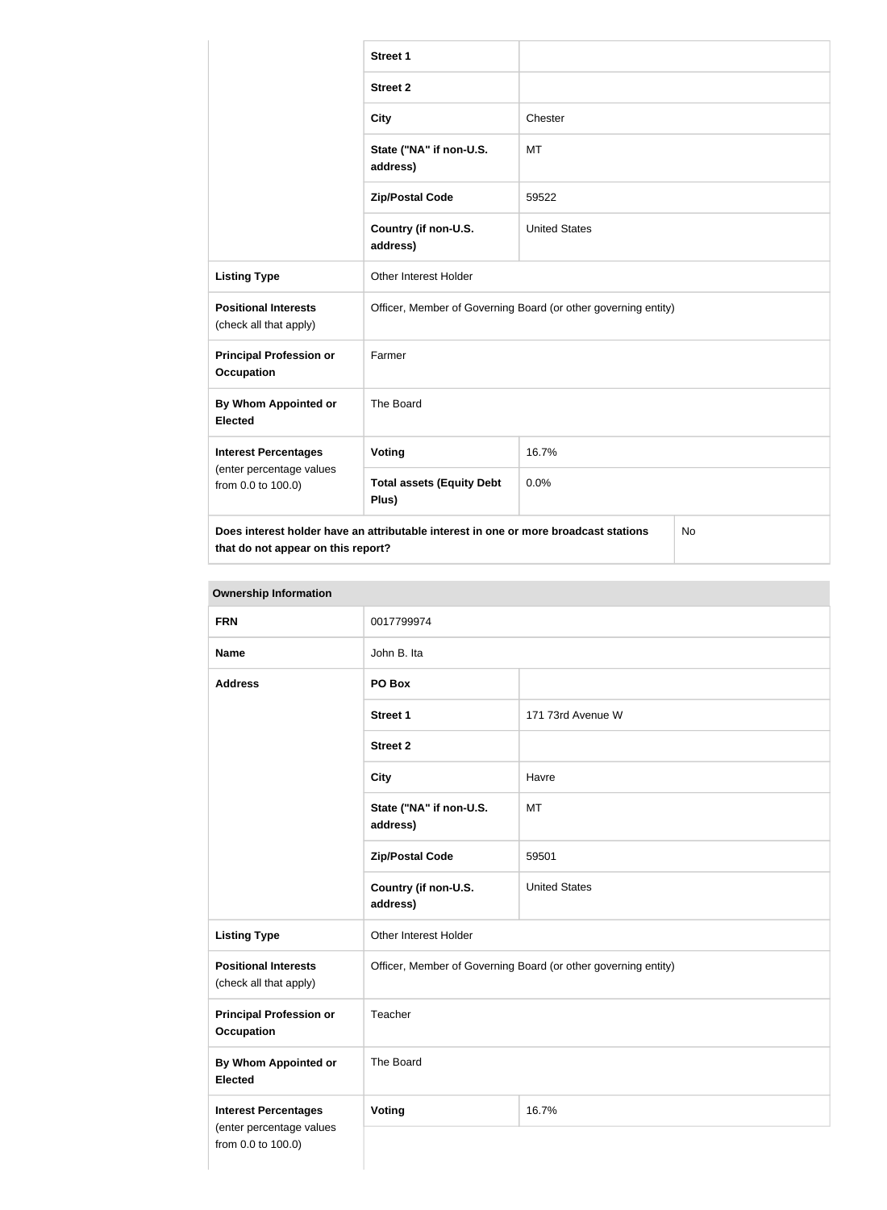| | | |
|---|---|---|
| | **Street 1** | |
| | **Street 2** | |
| | **City** | Chester |
| | **State ("NA" if non-U.S. address)** | MT |
| | **Zip/Postal Code** | 59522 |
| | **Country (if non-U.S. address)** | United States |
| **Listing Type** | Other Interest Holder | |
| **Positional Interests** (check all that apply) | Officer, Member of Governing Board (or other governing entity) | |
| **Principal Profession or Occupation** | Farmer | |
| **By Whom Appointed or Elected** | The Board | |
| **Interest Percentages** (enter percentage values from 0.0 to 100.0) | **Voting** | 16.7% |
| | **Total assets (Equity Debt Plus)** | 0.0% |
| **Does interest holder have an attributable interest in one or more broadcast stations that do not appear on this report?** | | No |

| **Ownership Information** | | |
|---|---|---|
| **FRN** | 0017799974 | |
| **Name** | John B. Ita | |
| **Address** | **PO Box** | |
| | **Street 1** | 171 73rd Avenue W |
| | **Street 2** | |
| | **City** | Havre |
| | **State ("NA" if non-U.S. address)** | MT |
| | **Zip/Postal Code** | 59501 |
| | **Country (if non-U.S. address)** | United States |
| **Listing Type** | Other Interest Holder | |
| **Positional Interests** (check all that apply) | Officer, Member of Governing Board (or other governing entity) | |
| **Principal Profession or Occupation** | Teacher | |
| **By Whom Appointed or Elected** | The Board | |
| **Interest Percentages** (enter percentage values from 0.0 to 100.0) | **Voting** | 16.7% |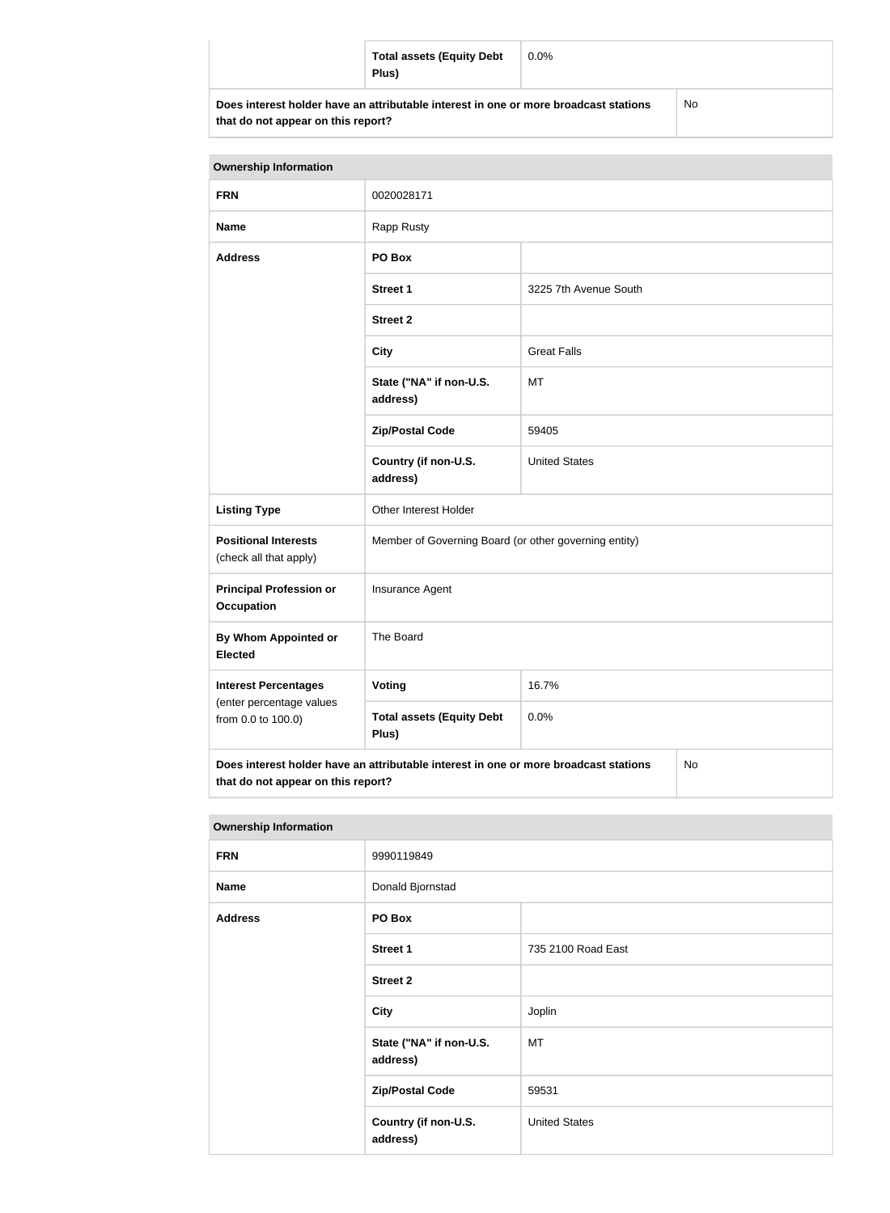| | | |
|---|---|---|
| | **Total assets (Equity Debt Plus)** | 0.0% |
| **Does interest holder have an attributable interest in one or more broadcast stations that do not appear on this report?** | | No |

| **Ownership Information** | | |
|---|---|---|
| **FRN** | 0020028171 | |
| **Name** | Rapp Rusty | |
| **Address** | **PO Box** | |
| | **Street 1** | 3225 7th Avenue South |
| | **Street 2** | |
| | **City** | Great Falls |
| | **State ("NA" if non-U.S. address)** | MT |
| | **Zip/Postal Code** | 59405 |
| | **Country (if non-U.S. address)** | United States |
| **Listing Type** | Other Interest Holder | |
| **Positional Interests** (check all that apply) | Member of Governing Board (or other governing entity) | |
| **Principal Profession or Occupation** | Insurance Agent | |
| **By Whom Appointed or Elected** | The Board | |
| **Interest Percentages** (enter percentage values from 0.0 to 100.0) | **Voting** | 16.7% |
| | **Total assets (Equity Debt Plus)** | 0.0% |
| **Does interest holder have an attributable interest in one or more broadcast stations that do not appear on this report?** | | No |

| **Ownership Information** | | |
|---|---|---|
| **FRN** | 9990119849 | |
| **Name** | Donald Bjornstad | |
| **Address** | **PO Box** | |
| | **Street 1** | 735 2100 Road East |
| | **Street 2** | |
| | **City** | Joplin |
| | **State ("NA" if non-U.S. address)** | MT |
| | **Zip/Postal Code** | 59531 |
| | **Country (if non-U.S. address)** | United States |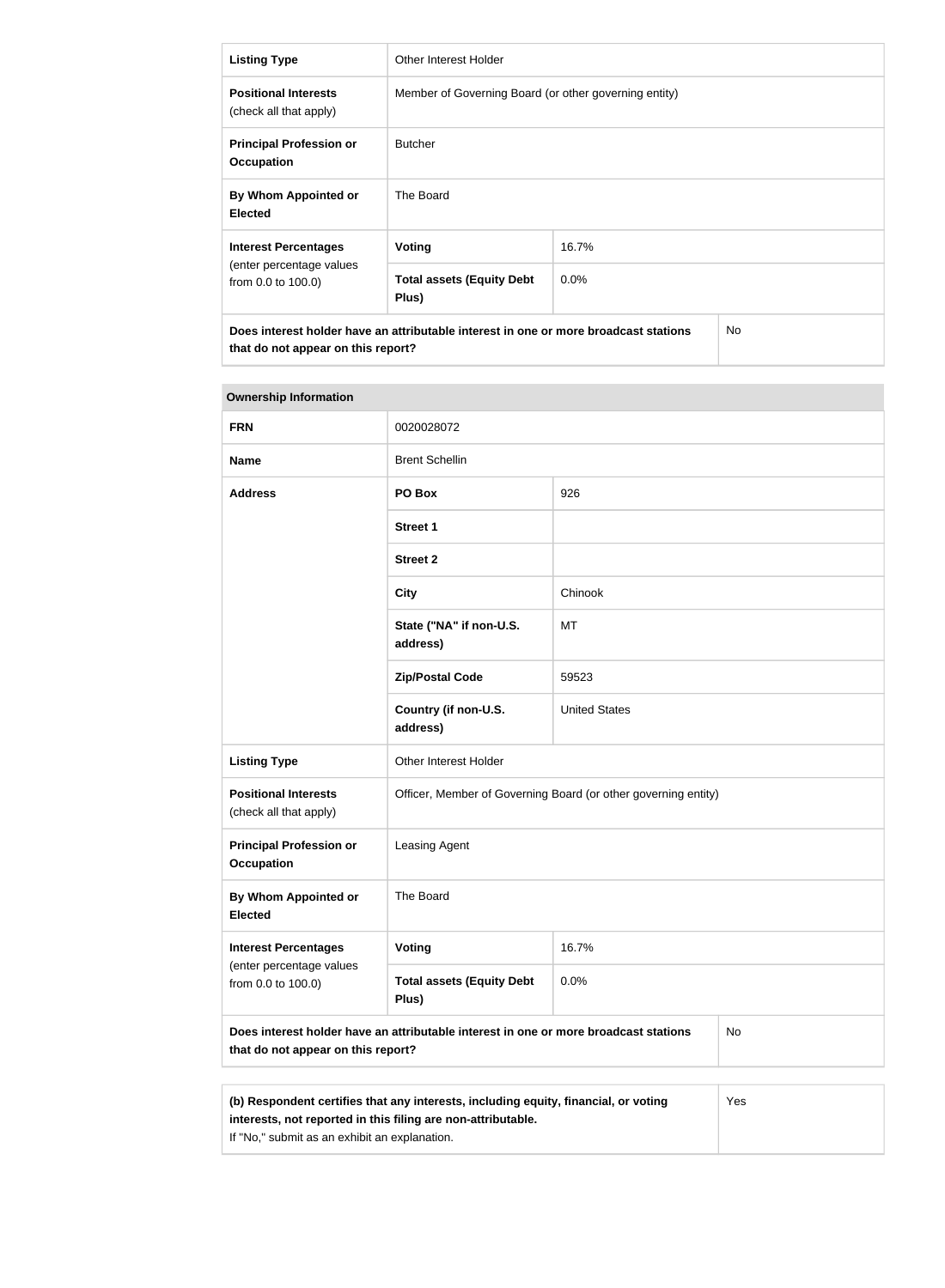| Listing Type | Other Interest Holder | |
|---|---|---|
| Positional Interests (check all that apply) | Member of Governing Board (or other governing entity) | |
| Principal Profession or Occupation | Butcher | |
| By Whom Appointed or Elected | The Board | |
| Interest Percentages (enter percentage values from 0.0 to 100.0) | Voting | 16.7% |
| | Total assets (Equity Debt Plus) | 0.0% |
| Does interest holder have an attributable interest in one or more broadcast stations that do not appear on this report? | | No |

**Ownership Information**

| FRN | 0020028072 | |
|---|---|---|
| Name | Brent Schellin | |
| Address | PO Box | 926 |
| | Street 1 | |
| | Street 2 | |
| | City | Chinook |
| | State ("NA" if non-U.S. address) | MT |
| | Zip/Postal Code | 59523 |
| | Country (if non-U.S. address) | United States |
| Listing Type | Other Interest Holder | |
| Positional Interests (check all that apply) | Officer, Member of Governing Board (or other governing entity) | |
| Principal Profession or Occupation | Leasing Agent | |
| By Whom Appointed or Elected | The Board | |
| Interest Percentages (enter percentage values from 0.0 to 100.0) | Voting | 16.7% |
| | Total assets (Equity Debt Plus) | 0.0% |
| Does interest holder have an attributable interest in one or more broadcast stations that do not appear on this report? | | No |

| (b) Respondent certifies that any interests, including equity, financial, or voting interests, not reported in this filing are non-attributable. If "No," submit as an exhibit an explanation. | Yes |
|---|---|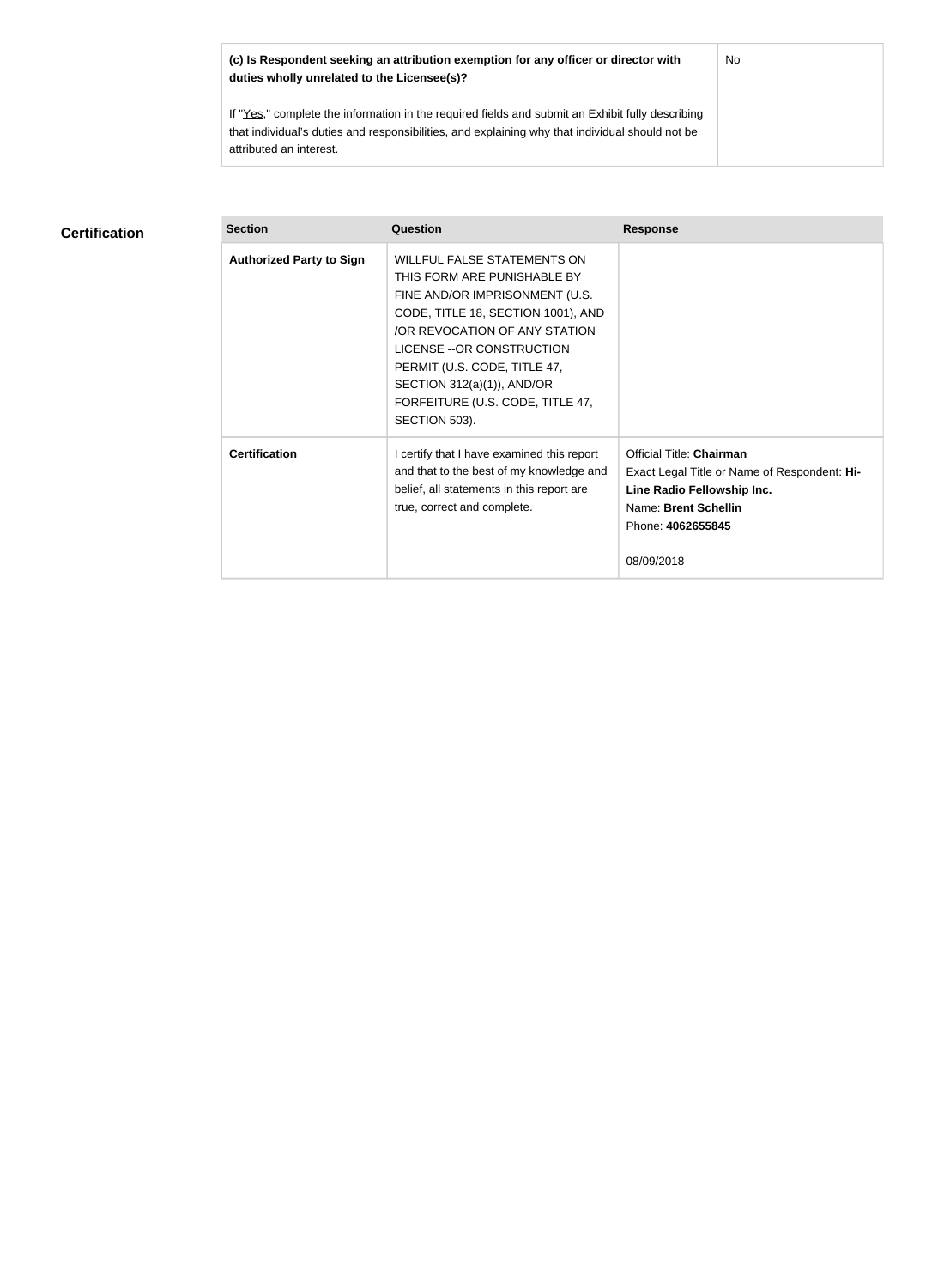| | |
|---|---|
| **(c) Is Respondent seeking an attribution exemption for any officer or director with duties wholly unrelated to the Licensee(s)?**<br><br>If "Yes," complete the information in the required fields and submit an Exhibit fully describing that individual's duties and responsibilities, and explaining why that individual should not be attributed an interest. | No |

## Certification

| Section | Question | Response |
|---|---|---|
| **Authorized Party to Sign** | WILLFUL FALSE STATEMENTS ON THIS FORM ARE PUNISHABLE BY FINE AND/OR IMPRISONMENT (U.S. CODE, TITLE 18, SECTION 1001), AND /OR REVOCATION OF ANY STATION LICENSE --OR CONSTRUCTION PERMIT (U.S. CODE, TITLE 47, SECTION 312(a)(1)), AND/OR FORFEITURE (U.S. CODE, TITLE 47, SECTION 503). | |
| **Certification** | I certify that I have examined this report and that to the best of my knowledge and belief, all statements in this report are true, correct and complete. | Official Title: **Chairman**<br>Exact Legal Title or Name of Respondent: **Hi-Line Radio Fellowship Inc.**<br>Name: **Brent Schellin**<br>Phone: **4062655845**<br><br>08/09/2018 |